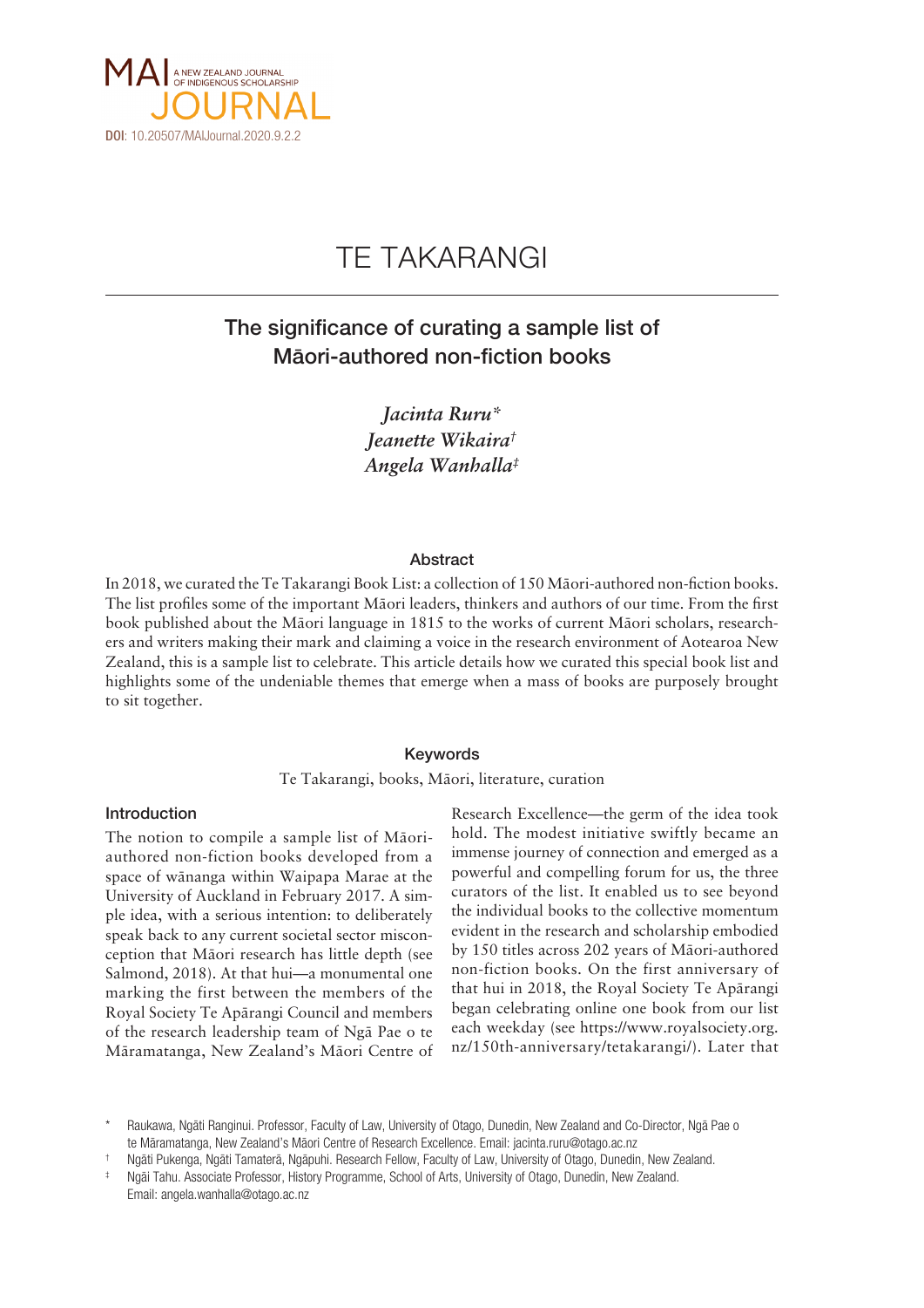# TE TAKARANGI

## The significance of curating a sample list of Māori-authored non-fiction books

*Jacinta Ruru*[*]
*Jeanette Wikaira*[†]
*Angela Wanhalla*[‡]

### Abstract

In 2018, we curated the Te Takarangi Book List: a collection of 150 Māori-authored non-fiction books. The list profiles some of the important Māori leaders, thinkers and authors of our time. From the first book published about the Māori language in 1815 to the works of current Māori scholars, researchers and writers making their mark and claiming a voice in the research environment of Aotearoa New Zealand, this is a sample list to celebrate. This article details how we curated this special book list and highlights some of the undeniable themes that emerge when a mass of books are purposely brought to sit together.

### Keywords

Te Takarangi, books, Māori, literature, curation

### Introduction

The notion to compile a sample list of Māori-authored non-fiction books developed from a space of wānanga within Waipapa Marae at the University of Auckland in February 2017. A simple idea, with a serious intention: to deliberately speak back to any current societal sector misconception that Māori research has little depth (see Salmond, 2018). At that hui—a monumental one marking the first between the members of the Royal Society Te Apārangi Council and members of the research leadership team of Ngā Pae o te Māramatanga, New Zealand's Māori Centre of Research Excellence—the germ of the idea took hold. The modest initiative swiftly became an immense journey of connection and emerged as a powerful and compelling forum for us, the three curators of the list. It enabled us to see beyond the individual books to the collective momentum evident in the research and scholarship embodied by 150 titles across 202 years of Māori-authored non-fiction books. On the first anniversary of that hui in 2018, the Royal Society Te Apārangi began celebrating online one book from our list each weekday (see https://www.royalsociety.org.nz/150th-anniversary/tetakarangi/). Later that

---

[*] Raukawa, Ngāti Ranginui. Professor, Faculty of Law, University of Otago, Dunedin, New Zealand and Co-Director, Ngā Pae o te Māramatanga, New Zealand's Māori Centre of Research Excellence. Email: jacinta.ruru@otago.ac.nz

[†] Ngāti Pukenga, Ngāti Tamaterā, Ngāpuhi. Research Fellow, Faculty of Law, University of Otago, Dunedin, New Zealand.

[‡] Ngāi Tahu. Associate Professor, History Programme, School of Arts, University of Otago, Dunedin, New Zealand. Email: angela.wanhalla@otago.ac.nz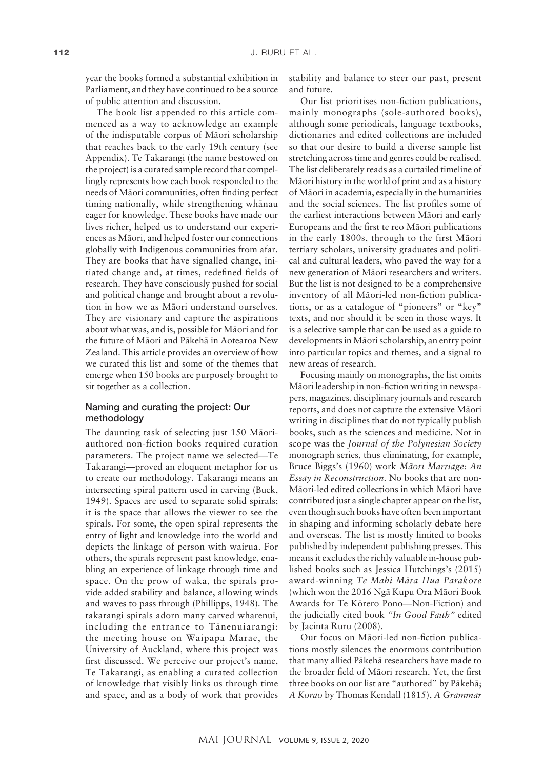year the books formed a substantial exhibition in Parliament, and they have continued to be a source of public attention and discussion.

The book list appended to this article commenced as a way to acknowledge an example of the indisputable corpus of Māori scholarship that reaches back to the early 19th century (see Appendix). Te Takarangi (the name bestowed on the project) is a curated sample record that compellingly represents how each book responded to the needs of Māori communities, often finding perfect timing nationally, while strengthening whānau eager for knowledge. These books have made our lives richer, helped us to understand our experiences as Māori, and helped foster our connections globally with Indigenous communities from afar. They are books that have signalled change, initiated change and, at times, redefined fields of research. They have consciously pushed for social and political change and brought about a revolution in how we as Māori understand ourselves. They are visionary and capture the aspirations about what was, and is, possible for Māori and for the future of Māori and Pākehā in Aotearoa New Zealand. This article provides an overview of how we curated this list and some of the themes that emerge when 150 books are purposely brought to sit together as a collection.

## Naming and curating the project: Our methodology

The daunting task of selecting just 150 Māori-authored non-fiction books required curation parameters. The project name we selected—Te Takarangi—proved an eloquent metaphor for us to create our methodology. Takarangi means an intersecting spiral pattern used in carving (Buck, 1949). Spaces are used to separate solid spirals; it is the space that allows the viewer to see the spirals. For some, the open spiral represents the entry of light and knowledge into the world and depicts the linkage of person with wairua. For others, the spirals represent past knowledge, enabling an experience of linkage through time and space. On the prow of waka, the spirals provide added stability and balance, allowing winds and waves to pass through (Phillipps, 1948). The takarangi spirals adorn many carved wharenui, including the entrance to Tānenuiarangi: the meeting house on Waipapa Marae, the University of Auckland, where this project was first discussed. We perceive our project's name, Te Takarangi, as enabling a curated collection of knowledge that visibly links us through time and space, and as a body of work that provides stability and balance to steer our past, present and future.

Our list prioritises non-fiction publications, mainly monographs (sole-authored books), although some periodicals, language textbooks, dictionaries and edited collections are included so that our desire to build a diverse sample list stretching across time and genres could be realised. The list deliberately reads as a curtailed timeline of Māori history in the world of print and as a history of Māori in academia, especially in the humanities and the social sciences. The list profiles some of the earliest interactions between Māori and early Europeans and the first te reo Māori publications in the early 1800s, through to the first Māori tertiary scholars, university graduates and political and cultural leaders, who paved the way for a new generation of Māori researchers and writers. But the list is not designed to be a comprehensive inventory of all Māori-led non-fiction publications, or as a catalogue of "pioneers" or "key" texts, and nor should it be seen in those ways. It is a selective sample that can be used as a guide to developments in Māori scholarship, an entry point into particular topics and themes, and a signal to new areas of research.

Focusing mainly on monographs, the list omits Māori leadership in non-fiction writing in newspapers, magazines, disciplinary journals and research reports, and does not capture the extensive Māori writing in disciplines that do not typically publish books, such as the sciences and medicine. Not in scope was the *Journal of the Polynesian Society* monograph series, thus eliminating, for example, Bruce Biggs's (1960) work *Māori Marriage: An Essay in Reconstruction*. No books that are non-Māori-led edited collections in which Māori have contributed just a single chapter appear on the list, even though such books have often been important in shaping and informing scholarly debate here and overseas. The list is mostly limited to books published by independent publishing presses. This means it excludes the richly valuable in-house published books such as Jessica Hutchings's (2015) award-winning *Te Mahi Māra Hua Parakore* (which won the 2016 Ngā Kupu Ora Māori Book Awards for Te Kōrero Pono—Non-Fiction) and the judicially cited book *"In Good Faith"* edited by Jacinta Ruru (2008).

Our focus on Māori-led non-fiction publications mostly silences the enormous contribution that many allied Pākehā researchers have made to the broader field of Māori research. Yet, the first three books on our list are "authored" by Pākehā; *A Korao* by Thomas Kendall (1815), *A Grammar*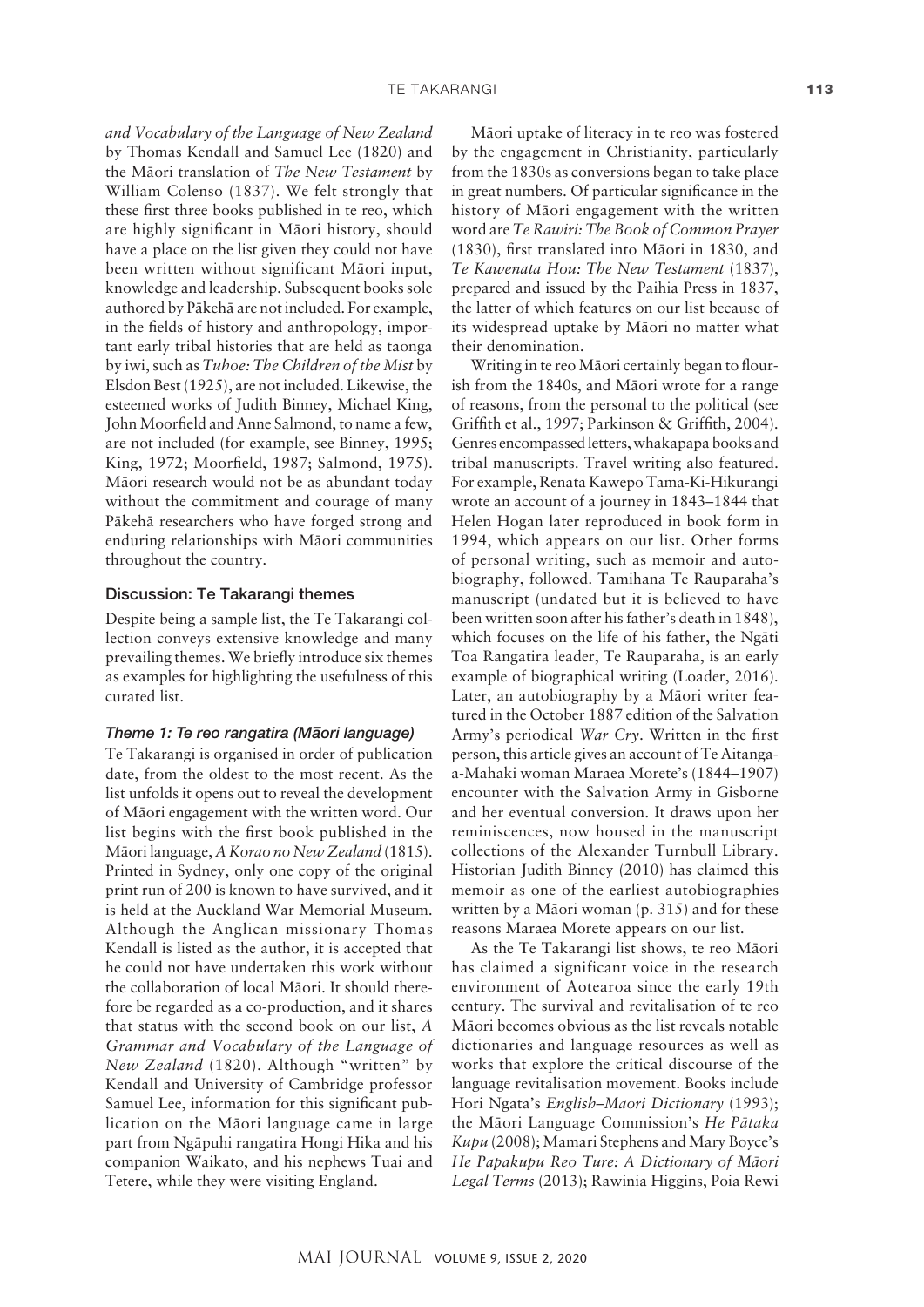*and Vocabulary of the Language of New Zealand* by Thomas Kendall and Samuel Lee (1820) and the Māori translation of *The New Testament* by William Colenso (1837). We felt strongly that these first three books published in te reo, which are highly significant in Māori history, should have a place on the list given they could not have been written without significant Māori input, knowledge and leadership. Subsequent books sole authored by Pākehā are not included. For example, in the fields of history and anthropology, important early tribal histories that are held as taonga by iwi, such as *Tuhoe: The Children of the Mist* by Elsdon Best (1925), are not included. Likewise, the esteemed works of Judith Binney, Michael King, John Moorfield and Anne Salmond, to name a few, are not included (for example, see Binney, 1995; King, 1972; Moorfield, 1987; Salmond, 1975). Māori research would not be as abundant today without the commitment and courage of many Pākehā researchers who have forged strong and enduring relationships with Māori communities throughout the country.

## Discussion: Te Takarangi themes

Despite being a sample list, the Te Takarangi collection conveys extensive knowledge and many prevailing themes. We briefly introduce six themes as examples for highlighting the usefulness of this curated list.

### *Theme 1: Te reo rangatira (Māori language)*

Te Takarangi is organised in order of publication date, from the oldest to the most recent. As the list unfolds it opens out to reveal the development of Māori engagement with the written word. Our list begins with the first book published in the Māori language, *A Korao no New Zealand* (1815). Printed in Sydney, only one copy of the original print run of 200 is known to have survived, and it is held at the Auckland War Memorial Museum. Although the Anglican missionary Thomas Kendall is listed as the author, it is accepted that he could not have undertaken this work without the collaboration of local Māori. It should therefore be regarded as a co-production, and it shares that status with the second book on our list, *A Grammar and Vocabulary of the Language of New Zealand* (1820). Although "written" by Kendall and University of Cambridge professor Samuel Lee, information for this significant publication on the Māori language came in large part from Ngāpuhi rangatira Hongi Hika and his companion Waikato, and his nephews Tuai and Tetere, while they were visiting England.

Māori uptake of literacy in te reo was fostered by the engagement in Christianity, particularly from the 1830s as conversions began to take place in great numbers. Of particular significance in the history of Māori engagement with the written word are *Te Rawiri: The Book of Common Prayer* (1830), first translated into Māori in 1830, and *Te Kawenata Hou: The New Testament* (1837), prepared and issued by the Paihia Press in 1837, the latter of which features on our list because of its widespread uptake by Māori no matter what their denomination.

Writing in te reo Māori certainly began to flourish from the 1840s, and Māori wrote for a range of reasons, from the personal to the political (see Griffith et al., 1997; Parkinson & Griffith, 2004). Genres encompassed letters, whakapapa books and tribal manuscripts. Travel writing also featured. For example, Renata Kawepo Tama-Ki-Hikurangi wrote an account of a journey in 1843–1844 that Helen Hogan later reproduced in book form in 1994, which appears on our list. Other forms of personal writing, such as memoir and autobiography, followed. Tamihana Te Rauparaha's manuscript (undated but it is believed to have been written soon after his father's death in 1848), which focuses on the life of his father, the Ngāti Toa Rangatira leader, Te Rauparaha, is an early example of biographical writing (Loader, 2016). Later, an autobiography by a Māori writer featured in the October 1887 edition of the Salvation Army's periodical *War Cry*. Written in the first person, this article gives an account of Te Aitanga-a-Mahaki woman Maraea Morete's (1844–1907) encounter with the Salvation Army in Gisborne and her eventual conversion. It draws upon her reminiscences, now housed in the manuscript collections of the Alexander Turnbull Library. Historian Judith Binney (2010) has claimed this memoir as one of the earliest autobiographies written by a Māori woman (p. 315) and for these reasons Maraea Morete appears on our list.

As the Te Takarangi list shows, te reo Māori has claimed a significant voice in the research environment of Aotearoa since the early 19th century. The survival and revitalisation of te reo Māori becomes obvious as the list reveals notable dictionaries and language resources as well as works that explore the critical discourse of the language revitalisation movement. Books include Hori Ngata's *English–Maori Dictionary* (1993); the Māori Language Commission's *He Pātaka Kupu* (2008); Mamari Stephens and Mary Boyce's *He Papakupu Reo Ture: A Dictionary of Māori Legal Terms* (2013); Rawinia Higgins, Poia Rewi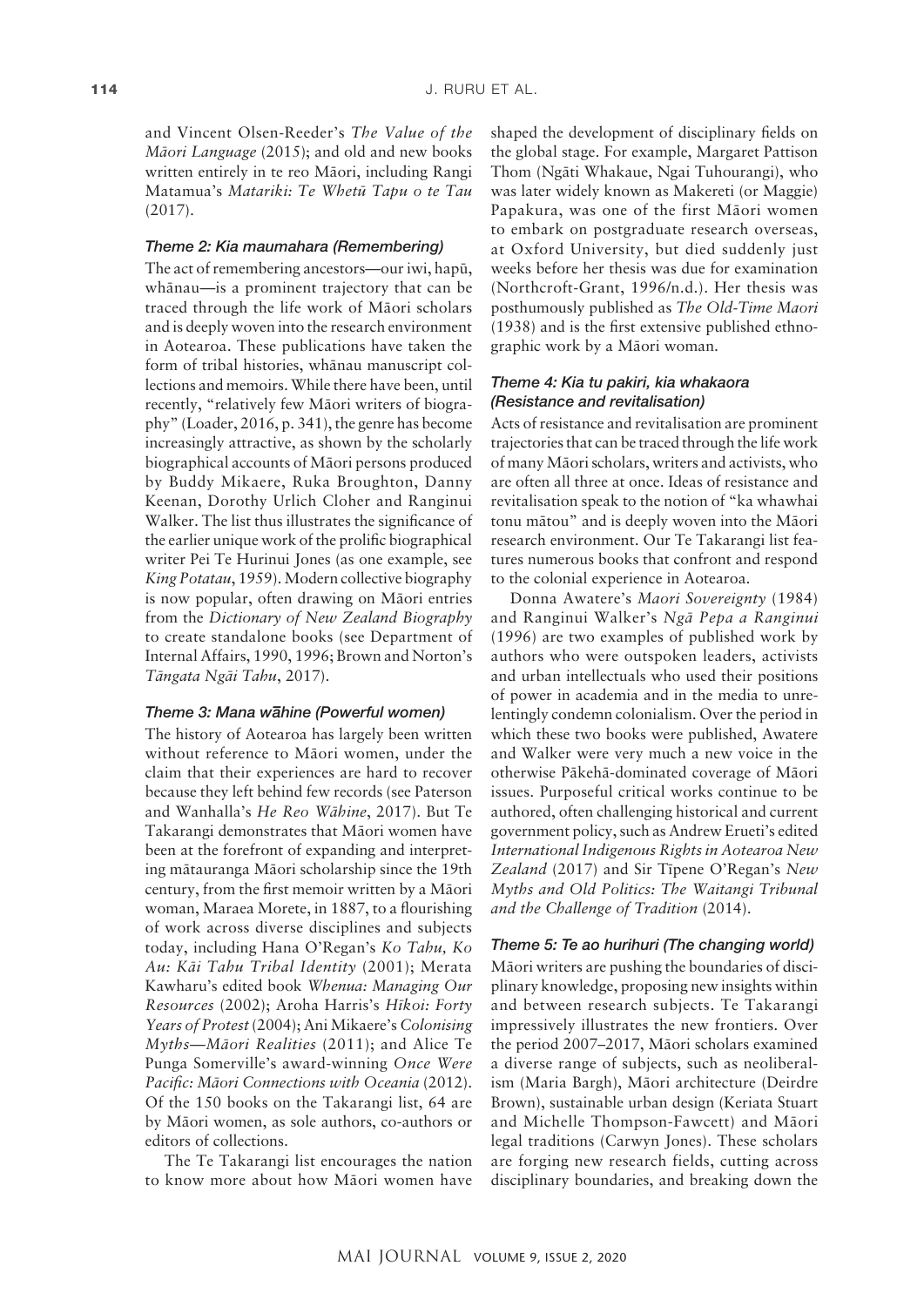and Vincent Olsen-Reeder's *The Value of the Māori Language* (2015); and old and new books written entirely in te reo Māori, including Rangi Matamua's *Matariki: Te Whetū Tapu o te Tau* (2017).

### *Theme 2: Kia maumahara (Remembering)*

The act of remembering ancestors—our iwi, hapū, whānau—is a prominent trajectory that can be traced through the life work of Māori scholars and is deeply woven into the research environment in Aotearoa. These publications have taken the form of tribal histories, whānau manuscript collections and memoirs. While there have been, until recently, "relatively few Māori writers of biography" (Loader, 2016, p. 341), the genre has become increasingly attractive, as shown by the scholarly biographical accounts of Māori persons produced by Buddy Mikaere, Ruka Broughton, Danny Keenan, Dorothy Urlich Cloher and Ranginui Walker. The list thus illustrates the significance of the earlier unique work of the prolific biographical writer Pei Te Hurinui Jones (as one example, see *King Potatau*, 1959). Modern collective biography is now popular, often drawing on Māori entries from the *Dictionary of New Zealand Biography* to create standalone books (see Department of Internal Affairs, 1990, 1996; Brown and Norton's *Tāngata Ngāi Tahu*, 2017).

### *Theme 3: Mana wāhine (Powerful women)*

The history of Aotearoa has largely been written without reference to Māori women, under the claim that their experiences are hard to recover because they left behind few records (see Paterson and Wanhalla's *He Reo Wāhine*, 2017). But Te Takarangi demonstrates that Māori women have been at the forefront of expanding and interpreting mātauranga Māori scholarship since the 19th century, from the first memoir written by a Māori woman, Maraea Morete, in 1887, to a flourishing of work across diverse disciplines and subjects today, including Hana O'Regan's *Ko Tahu, Ko Au: Kāi Tahu Tribal Identity* (2001); Merata Kawharu's edited book *Whenua: Managing Our Resources* (2002); Aroha Harris's *Hīkoi: Forty Years of Protest* (2004); Ani Mikaere's *Colonising Myths—Māori Realities* (2011); and Alice Te Punga Somerville's award-winning *Once Were Pacific: Māori Connections with Oceania* (2012). Of the 150 books on the Takarangi list, 64 are by Māori women, as sole authors, co-authors or editors of collections.

The Te Takarangi list encourages the nation to know more about how Māori women have shaped the development of disciplinary fields on the global stage. For example, Margaret Pattison Thom (Ngāti Whakaue, Ngai Tuhourangi), who was later widely known as Makereti (or Maggie) Papakura, was one of the first Māori women to embark on postgraduate research overseas, at Oxford University, but died suddenly just weeks before her thesis was due for examination (Northcroft-Grant, 1996/n.d.). Her thesis was posthumously published as *The Old-Time Maori* (1938) and is the first extensive published ethnographic work by a Māori woman.

### *Theme 4: Kia tu pakiri, kia whakaora (Resistance and revitalisation)*

Acts of resistance and revitalisation are prominent trajectories that can be traced through the life work of many Māori scholars, writers and activists, who are often all three at once. Ideas of resistance and revitalisation speak to the notion of "ka whawhai tonu mātou" and is deeply woven into the Māori research environment. Our Te Takarangi list features numerous books that confront and respond to the colonial experience in Aotearoa.

Donna Awatere's *Maori Sovereignty* (1984) and Ranginui Walker's *Ngā Pepa a Ranginui* (1996) are two examples of published work by authors who were outspoken leaders, activists and urban intellectuals who used their positions of power in academia and in the media to unrelentingly condemn colonialism. Over the period in which these two books were published, Awatere and Walker were very much a new voice in the otherwise Pākehā-dominated coverage of Māori issues. Purposeful critical works continue to be authored, often challenging historical and current government policy, such as Andrew Erueti's edited *International Indigenous Rights in Aotearoa New Zealand* (2017) and Sir Tīpene O'Regan's *New Myths and Old Politics: The Waitangi Tribunal and the Challenge of Tradition* (2014).

### *Theme 5: Te ao hurihuri (The changing world)*

Māori writers are pushing the boundaries of disciplinary knowledge, proposing new insights within and between research subjects. Te Takarangi impressively illustrates the new frontiers. Over the period 2007–2017, Māori scholars examined a diverse range of subjects, such as neoliberalism (Maria Bargh), Māori architecture (Deirdre Brown), sustainable urban design (Keriata Stuart and Michelle Thompson-Fawcett) and Māori legal traditions (Carwyn Jones). These scholars are forging new research fields, cutting across disciplinary boundaries, and breaking down the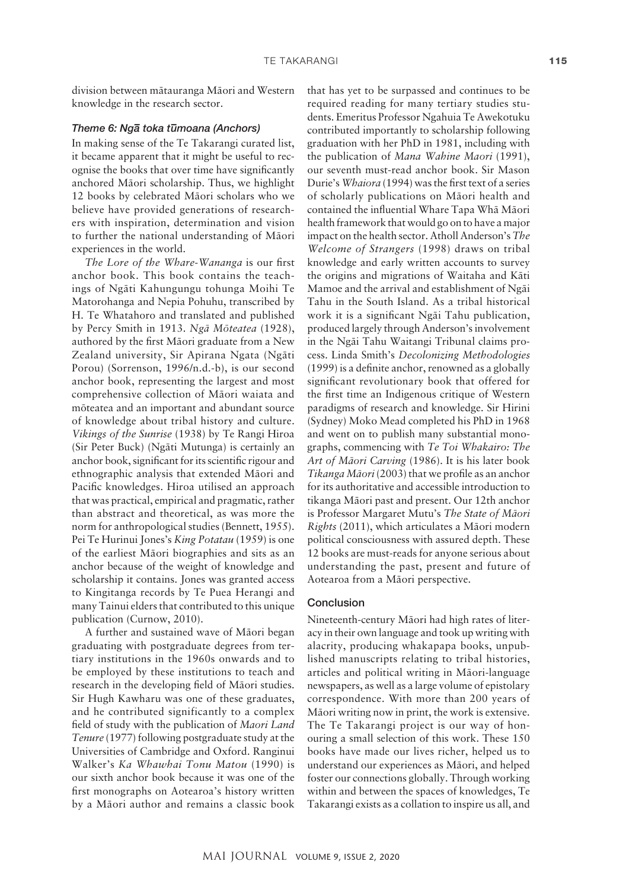division between mātauranga Māori and Western knowledge in the research sector.

### *Theme 6: Ngā toka tūmoana (Anchors)*

In making sense of the Te Takarangi curated list, it became apparent that it might be useful to recognise the books that over time have significantly anchored Māori scholarship. Thus, we highlight 12 books by celebrated Māori scholars who we believe have provided generations of researchers with inspiration, determination and vision to further the national understanding of Māori experiences in the world.

*The Lore of the Whare-Wananga* is our first anchor book. This book contains the teachings of Ngāti Kahungungu tohunga Moihi Te Matorohanga and Nepia Pohuhu, transcribed by H. Te Whatahoro and translated and published by Percy Smith in 1913. *Ngā Mōteatea* (1928), authored by the first Māori graduate from a New Zealand university, Sir Apirana Ngata (Ngāti Porou) (Sorrenson, 1996/n.d.-b), is our second anchor book, representing the largest and most comprehensive collection of Māori waiata and mōteatea and an important and abundant source of knowledge about tribal history and culture. *Vikings of the Sunrise* (1938) by Te Rangi Hiroa (Sir Peter Buck) (Ngāti Mutunga) is certainly an anchor book, significant for its scientific rigour and ethnographic analysis that extended Māori and Pacific knowledges. Hiroa utilised an approach that was practical, empirical and pragmatic, rather than abstract and theoretical, as was more the norm for anthropological studies (Bennett, 1955). Pei Te Hurinui Jones's *King Potatau* (1959) is one of the earliest Māori biographies and sits as an anchor because of the weight of knowledge and scholarship it contains. Jones was granted access to Kingitanga records by Te Puea Herangi and many Tainui elders that contributed to this unique publication (Curnow, 2010).

A further and sustained wave of Māori began graduating with postgraduate degrees from tertiary institutions in the 1960s onwards and to be employed by these institutions to teach and research in the developing field of Māori studies. Sir Hugh Kawharu was one of these graduates, and he contributed significantly to a complex field of study with the publication of *Maori Land Tenure* (1977) following postgraduate study at the Universities of Cambridge and Oxford. Ranginui Walker's *Ka Whawhai Tonu Matou* (1990) is our sixth anchor book because it was one of the first monographs on Aotearoa's history written by a Māori author and remains a classic book that has yet to be surpassed and continues to be required reading for many tertiary studies students. Emeritus Professor Ngahuia Te Awekotuku contributed importantly to scholarship following graduation with her PhD in 1981, including with the publication of *Mana Wahine Maori* (1991), our seventh must-read anchor book. Sir Mason Durie's *Whaiora* (1994) was the first text of a series of scholarly publications on Māori health and contained the influential Whare Tapa Whā Māori health framework that would go on to have a major impact on the health sector. Atholl Anderson's *The Welcome of Strangers* (1998) draws on tribal knowledge and early written accounts to survey the origins and migrations of Waitaha and Kāti Mamoe and the arrival and establishment of Ngāi Tahu in the South Island. As a tribal historical work it is a significant Ngāi Tahu publication, produced largely through Anderson's involvement in the Ngāi Tahu Waitangi Tribunal claims process. Linda Smith's *Decolonizing Methodologies* (1999) is a definite anchor, renowned as a globally significant revolutionary book that offered for the first time an Indigenous critique of Western paradigms of research and knowledge. Sir Hirini (Sydney) Moko Mead completed his PhD in 1968 and went on to publish many substantial monographs, commencing with *Te Toi Whakairo: The Art of Māori Carving* (1986). It is his later book *Tikanga Māori* (2003) that we profile as an anchor for its authoritative and accessible introduction to tikanga Māori past and present. Our 12th anchor is Professor Margaret Mutu's *The State of Māori Rights* (2011), which articulates a Māori modern political consciousness with assured depth. These 12 books are must-reads for anyone serious about understanding the past, present and future of Aotearoa from a Māori perspective.

## Conclusion

Nineteenth-century Māori had high rates of literacy in their own language and took up writing with alacrity, producing whakapapa books, unpublished manuscripts relating to tribal histories, articles and political writing in Māori-language newspapers, as well as a large volume of epistolary correspondence. With more than 200 years of Māori writing now in print, the work is extensive. The Te Takarangi project is our way of honouring a small selection of this work. These 150 books have made our lives richer, helped us to understand our experiences as Māori, and helped foster our connections globally. Through working within and between the spaces of knowledges, Te Takarangi exists as a collation to inspire us all, and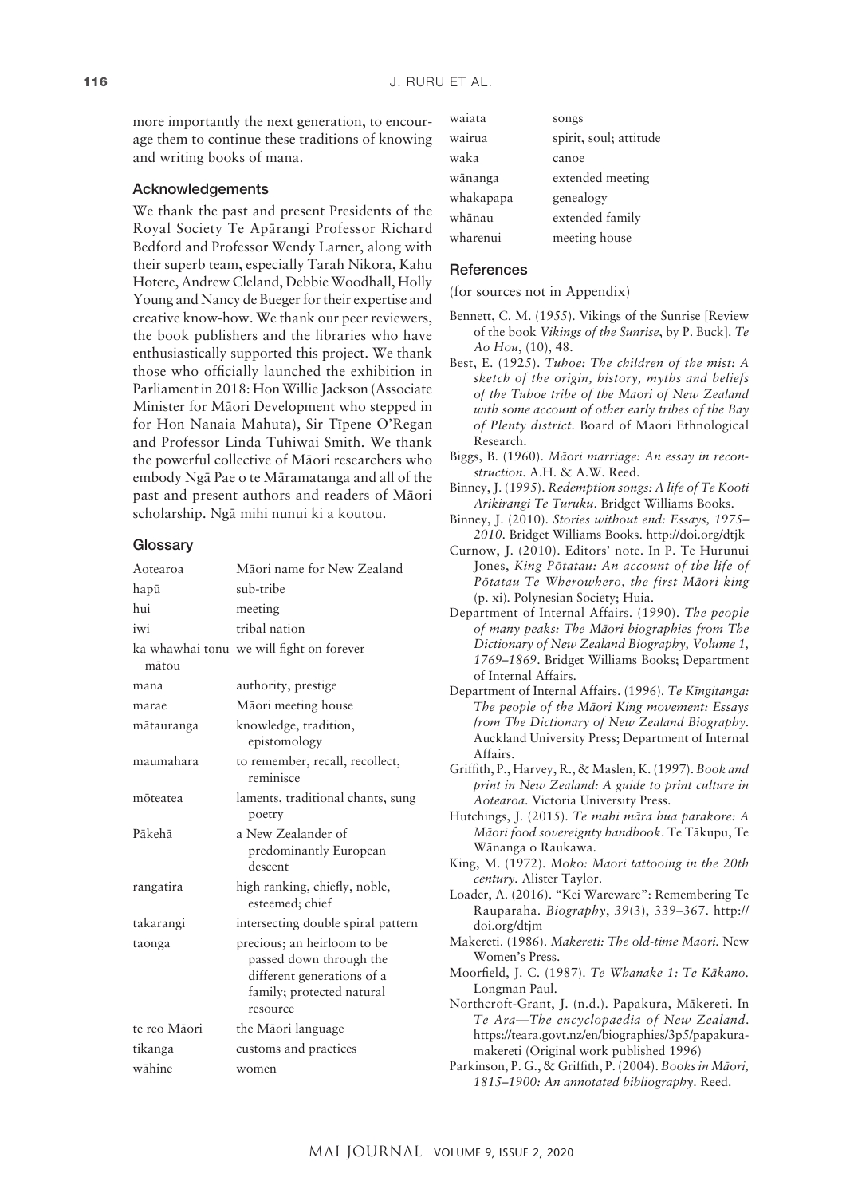more importantly the next generation, to encourage them to continue these traditions of knowing and writing books of mana.

## Acknowledgements

We thank the past and present Presidents of the Royal Society Te Apārangi Professor Richard Bedford and Professor Wendy Larner, along with their superb team, especially Tarah Nikora, Kahu Hotere, Andrew Cleland, Debbie Woodhall, Holly Young and Nancy de Bueger for their expertise and creative know-how. We thank our peer reviewers, the book publishers and the libraries who have enthusiastically supported this project. We thank those who officially launched the exhibition in Parliament in 2018: Hon Willie Jackson (Associate Minister for Māori Development who stepped in for Hon Nanaia Mahuta), Sir Tīpene O'Regan and Professor Linda Tuhiwai Smith. We thank the powerful collective of Māori researchers who embody Ngā Pae o te Māramatanga and all of the past and present authors and readers of Māori scholarship. Ngā mihi nunui ki a koutou.

## Glossary

| | |
|---|---|
| Aotearoa | Māori name for New Zealand |
| hapū | sub-tribe |
| hui | meeting |
| iwi | tribal nation |
| ka whawhai tonu mātou | we will fight on forever |
| mana | authority, prestige |
| marae | Māori meeting house |
| mātauranga | knowledge, tradition, epistomology |
| maumahara | to remember, recall, recollect, reminisce |
| mōteatea | laments, traditional chants, sung poetry |
| Pākehā | a New Zealander of predominantly European descent |
| rangatira | high ranking, chiefly, noble, esteemed; chief |
| takarangi | intersecting double spiral pattern |
| taonga | precious; an heirloom to be passed down through the different generations of a family; protected natural resource |
| te reo Māori | the Māori language |
| tikanga | customs and practices |
| wāhine | women |
| waiata | songs |
| wairua | spirit, soul; attitude |
| waka | canoe |
| wānanga | extended meeting |
| whakapapa | genealogy |
| whānau | extended family |
| wharenui | meeting house |

## References

(for sources not in Appendix)

Bennett, C. M. (1955). Vikings of the Sunrise [Review of the book *Vikings of the Sunrise*, by P. Buck]. *Te Ao Hou*, (10), 48.

Best, E. (1925). *Tuhoe: The children of the mist: A sketch of the origin, history, myths and beliefs of the Tuhoe tribe of the Maori of New Zealand with some account of other early tribes of the Bay of Plenty district.* Board of Maori Ethnological Research.

Biggs, B. (1960). *Māori marriage: An essay in reconstruction.* A.H. & A.W. Reed.

Binney, J. (1995). *Redemption songs: A life of Te Kooti Arikirangi Te Turuku.* Bridget Williams Books.

Binney, J. (2010). *Stories without end: Essays, 1975–2010.* Bridget Williams Books. http://doi.org/dtjk

Curnow, J. (2010). Editors' note. In P. Te Hurunui Jones, *King Pōtatau: An account of the life of Pōtatau Te Wherowhero, the first Māori king* (p. xi). Polynesian Society; Huia.

Department of Internal Affairs. (1990). *The people of many peaks: The Māori biographies from The Dictionary of New Zealand Biography, Volume 1, 1769–1869.* Bridget Williams Books; Department of Internal Affairs.

Department of Internal Affairs. (1996). *Te Kīngitanga: The people of the Māori King movement: Essays from The Dictionary of New Zealand Biography.* Auckland University Press; Department of Internal Affairs.

Griffith, P., Harvey, R., & Maslen, K. (1997). *Book and print in New Zealand: A guide to print culture in Aotearoa.* Victoria University Press.

Hutchings, J. (2015). *Te mahi māra hua parakore: A Māori food sovereignty handbook.* Te Tākupu, Te Wānanga o Raukawa.

King, M. (1972). *Moko: Maori tattooing in the 20th century.* Alister Taylor.

Loader, A. (2016). "Kei Wareware": Remembering Te Rauparaha. *Biography*, *39*(3), 339–367. http://doi.org/dtjm

Makereti. (1986). *Makereti: The old-time Maori.* New Women's Press.

Moorfield, J. C. (1987). *Te Whanake 1: Te Kākano.* Longman Paul.

Northcroft-Grant, J. (n.d.). Papakura, Mākereti. In *Te Ara—The encyclopaedia of New Zealand*. https://teara.govt.nz/en/biographies/3p5/papakura-makereti (Original work published 1996)

Parkinson, P. G., & Griffith, P. (2004). *Books in Māori, 1815–1900: An annotated bibliography.* Reed.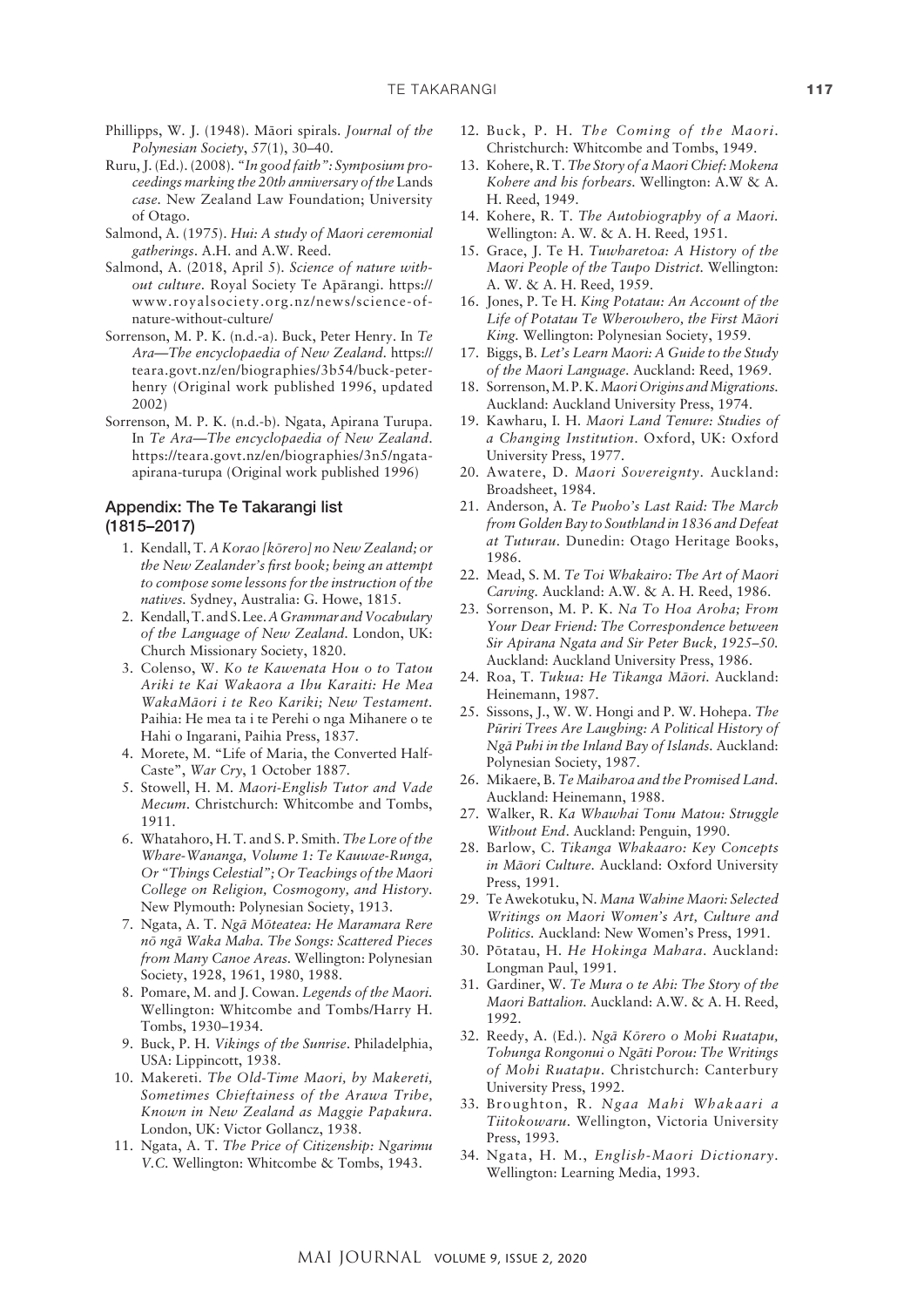Phillipps, W. J. (1948). Māori spirals. *Journal of the Polynesian Society*, *57*(1), 30–40.

Ruru, J. (Ed.). (2008). *"In good faith": Symposium proceedings marking the 20th anniversary of the* Lands *case.* New Zealand Law Foundation; University of Otago.

Salmond, A. (1975). *Hui: A study of Maori ceremonial gatherings*. A.H. and A.W. Reed.

Salmond, A. (2018, April 5). *Science of nature without culture*. Royal Society Te Apārangi. https://www.royalsociety.org.nz/news/science-of-nature-without-culture/

Sorrenson, M. P. K. (n.d.-a). Buck, Peter Henry. In *Te Ara—The encyclopaedia of New Zealand*. https://teara.govt.nz/en/biographies/3b54/buck-peter-henry (Original work published 1996, updated 2002)

Sorrenson, M. P. K. (n.d.-b). Ngata, Apirana Turupa. In *Te Ara—The encyclopaedia of New Zealand*. https://teara.govt.nz/en/biographies/3n5/ngata-apirana-turupa (Original work published 1996)

## Appendix: The Te Takarangi list (1815–2017)

1. Kendall, T. *A Korao [kōrero] no New Zealand; or the New Zealander's first book; being an attempt to compose some lessons for the instruction of the natives.* Sydney, Australia: G. Howe, 1815.
2. Kendall, T. and S. Lee. *A Grammar and Vocabulary of the Language of New Zealand.* London, UK: Church Missionary Society, 1820.
3. Colenso, W. *Ko te Kawenata Hou o to Tatou Ariki te Kai Wakaora a Ihu Karaiti: He Mea WakaMāori i te Reo Kariki; New Testament.* Paihia: He mea ta i te Perehi o nga Mihanere o te Hahi o Ingarani, Paihia Press, 1837.
4. Morete, M. "Life of Maria, the Converted Half-Caste", *War Cry*, 1 October 1887.
5. Stowell, H. M. *Maori-English Tutor and Vade Mecum.* Christchurch: Whitcombe and Tombs, 1911.
6. Whatahoro, H. T. and S. P. Smith. *The Lore of the Whare-Wananga, Volume 1: Te Kauwae-Runga, Or "Things Celestial"; Or Teachings of the Maori College on Religion, Cosmogony, and History.* New Plymouth: Polynesian Society, 1913.
7. Ngata, A. T. *Ngā Mōteatea: He Maramara Rere nō ngā Waka Maha. The Songs: Scattered Pieces from Many Canoe Areas.* Wellington: Polynesian Society, 1928, 1961, 1980, 1988.
8. Pomare, M. and J. Cowan. *Legends of the Maori.* Wellington: Whitcombe and Tombs/Harry H. Tombs, 1930–1934.
9. Buck, P. H. *Vikings of the Sunrise*. Philadelphia, USA: Lippincott, 1938.
10. Makereti. *The Old-Time Maori, by Makereti, Sometimes Chieftainess of the Arawa Tribe, Known in New Zealand as Maggie Papakura.* London, UK: Victor Gollancz, 1938.
11. Ngata, A. T. *The Price of Citizenship: Ngarimu V.C.* Wellington: Whitcombe & Tombs, 1943.
12. Buck, P. H. *The Coming of the Maori.* Christchurch: Whitcombe and Tombs, 1949.
13. Kohere, R. T. *The Story of a Maori Chief: Mokena Kohere and his forbears.* Wellington: A.W & A. H. Reed, 1949.
14. Kohere, R. T. *The Autobiography of a Maori.* Wellington: A. W. & A. H. Reed, 1951.
15. Grace, J. Te H. *Tuwharetoa: A History of the Maori People of the Taupo District.* Wellington: A. W. & A. H. Reed, 1959.
16. Jones, P. Te H. *King Potatau: An Account of the Life of Potatau Te Wherowhero, the First Māori King.* Wellington: Polynesian Society, 1959.
17. Biggs, B. *Let's Learn Maori: A Guide to the Study of the Maori Language.* Auckland: Reed, 1969.
18. Sorrenson, M. P. K. *Maori Origins and Migrations.* Auckland: Auckland University Press, 1974.
19. Kawharu, I. H. *Maori Land Tenure: Studies of a Changing Institution.* Oxford, UK: Oxford University Press, 1977.
20. Awatere, D. *Maori Sovereignty*. Auckland: Broadsheet, 1984.
21. Anderson, A. *Te Puoho's Last Raid: The March from Golden Bay to Southland in 1836 and Defeat at Tuturau.* Dunedin: Otago Heritage Books, 1986.
22. Mead, S. M. *Te Toi Whakairo: The Art of Maori Carving.* Auckland: A.W. & A. H. Reed, 1986.
23. Sorrenson, M. P. K. *Na To Hoa Aroha; From Your Dear Friend: The Correspondence between Sir Apirana Ngata and Sir Peter Buck, 1925–50.* Auckland: Auckland University Press, 1986.
24. Roa, T. *Tukua: He Tikanga Māori*. Auckland: Heinemann, 1987.
25. Sissons, J., W. W. Hongi and P. W. Hohepa. *The Pūriri Trees Are Laughing: A Political History of Ngā Puhi in the Inland Bay of Islands.* Auckland: Polynesian Society, 1987.
26. Mikaere, B. *Te Maiharoa and the Promised Land.* Auckland: Heinemann, 1988.
27. Walker, R. *Ka Whawhai Tonu Matou: Struggle Without End*. Auckland: Penguin, 1990.
28. Barlow, C. *Tikanga Whakaaro: Key Concepts in Māori Culture.* Auckland: Oxford University Press, 1991.
29. Te Awekotuku, N. *Mana Wahine Maori: Selected Writings on Maori Women's Art, Culture and Politics.* Auckland: New Women's Press, 1991.
30. Pōtatau, H. *He Hokinga Mahara*. Auckland: Longman Paul, 1991.
31. Gardiner, W. *Te Mura o te Ahi: The Story of the Maori Battalion.* Auckland: A.W. & A. H. Reed, 1992.
32. Reedy, A. (Ed.). *Ngā Kōrero o Mohi Ruatapu, Tohunga Rongonui o Ngāti Porou: The Writings of Mohi Ruatapu.* Christchurch: Canterbury University Press, 1992.
33. Broughton, R. *Ngaa Mahi Whakaari a Tiitokowaru.* Wellington, Victoria University Press, 1993.
34. Ngata, H. M., *English-Maori Dictionary.* Wellington: Learning Media, 1993.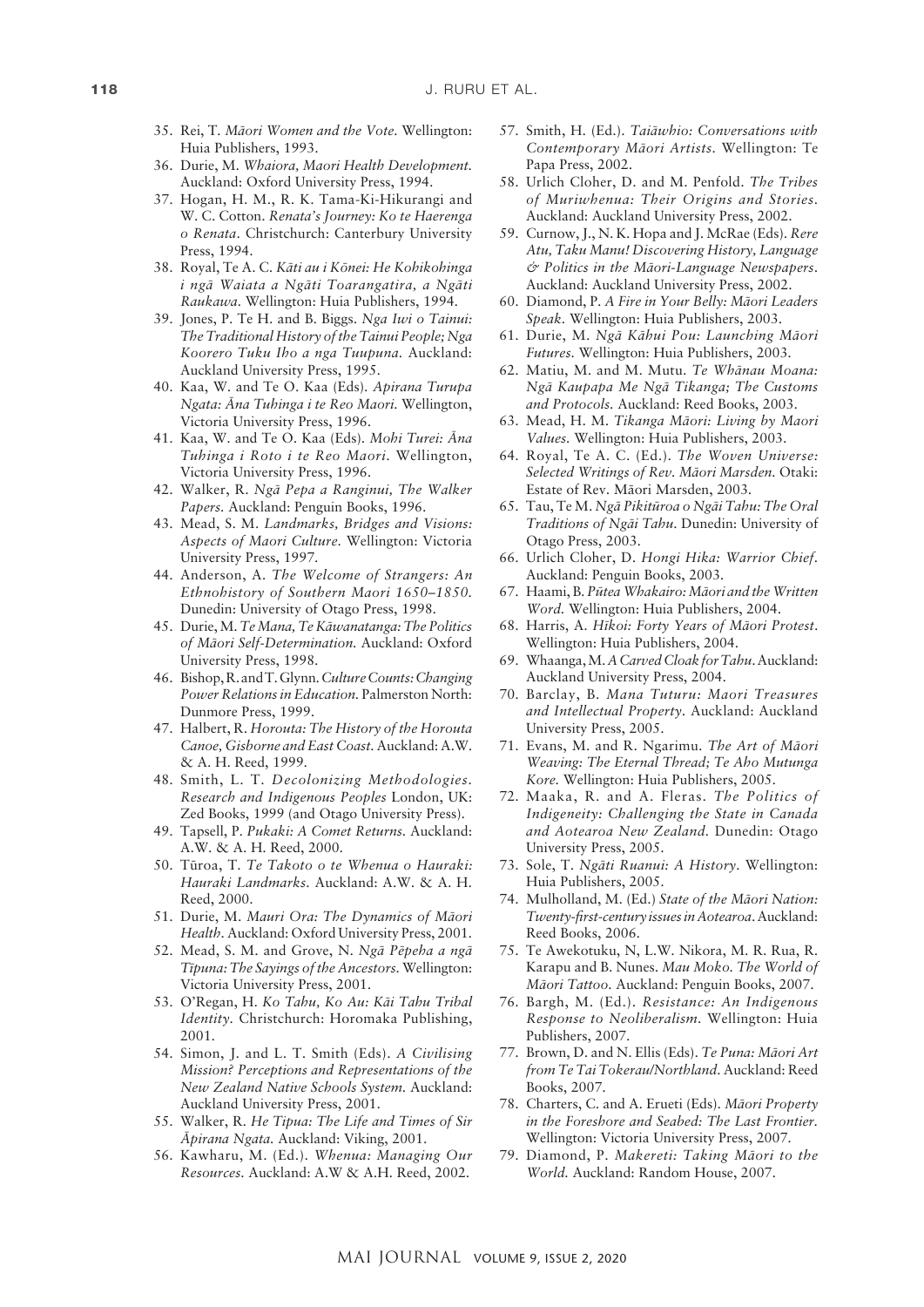35. Rei, T. *Māori Women and the Vote.* Wellington: Huia Publishers, 1993.
36. Durie, M. *Whaiora, Maori Health Development.* Auckland: Oxford University Press, 1994.
37. Hogan, H. M., R. K. Tama-Ki-Hikurangi and W. C. Cotton. *Renata's Journey: Ko te Haerenga o Renata.* Christchurch: Canterbury University Press, 1994.
38. Royal, Te A. C. *Kāti au i Kōnei: He Kohikohinga i ngā Waiata a Ngāti Toarangatira, a Ngāti Raukawa.* Wellington: Huia Publishers, 1994.
39. Jones, P. Te H. and B. Biggs. *Nga Iwi o Tainui: The Traditional History of the Tainui People; Nga Koorero Tuku Iho a nga Tuupuna.* Auckland: Auckland University Press, 1995.
40. Kaa, W. and Te O. Kaa (Eds). *Apirana Turupa Ngata: Āna Tuhinga i te Reo Maori.* Wellington, Victoria University Press, 1996.
41. Kaa, W. and Te O. Kaa (Eds). *Mohi Turei: Āna Tuhinga i Roto i te Reo Maori.* Wellington, Victoria University Press, 1996.
42. Walker, R. *Ngā Pepa a Ranginui, The Walker Papers.* Auckland: Penguin Books, 1996.
43. Mead, S. M. *Landmarks, Bridges and Visions: Aspects of Maori Culture.* Wellington: Victoria University Press, 1997.
44. Anderson, A. *The Welcome of Strangers: An Ethnohistory of Southern Maori 1650–1850.* Dunedin: University of Otago Press, 1998.
45. Durie, M. *Te Mana, Te Kāwanatanga: The Politics of Māori Self-Determination.* Auckland: Oxford University Press, 1998.
46. Bishop, R. and T. Glynn. *Culture Counts: Changing Power Relations in Education.* Palmerston North: Dunmore Press, 1999.
47. Halbert, R. *Horouta: The History of the Horouta Canoe, Gisborne and East Coast.* Auckland: A.W. & A. H. Reed, 1999.
48. Smith, L. T. *Decolonizing Methodologies. Research and Indigenous Peoples* London, UK: Zed Books, 1999 (and Otago University Press).
49. Tapsell, P. *Pukaki: A Comet Returns.* Auckland: A.W. & A. H. Reed, 2000.
50. Tūroa, T. *Te Takoto o te Whenua o Hauraki: Hauraki Landmarks.* Auckland: A.W. & A. H. Reed, 2000.
51. Durie, M. *Mauri Ora: The Dynamics of Māori Health.* Auckland: Oxford University Press, 2001.
52. Mead, S. M. and Grove, N. *Ngā Pēpeha a ngā Tīpuna: The Sayings of the Ancestors.* Wellington: Victoria University Press, 2001.
53. O'Regan, H. *Ko Tahu, Ko Au: Kāi Tahu Tribal Identity.* Christchurch: Horomaka Publishing, 2001.
54. Simon, J. and L. T. Smith (Eds). *A Civilising Mission? Perceptions and Representations of the New Zealand Native Schools System.* Auckland: Auckland University Press, 2001.
55. Walker, R. *He Tipua: The Life and Times of Sir Āpirana Ngata.* Auckland: Viking, 2001.
56. Kawharu, M. (Ed.). *Whenua: Managing Our Resources.* Auckland: A.W & A.H. Reed, 2002.
57. Smith, H. (Ed.). *Taiāwhio: Conversations with Contemporary Māori Artists.* Wellington: Te Papa Press, 2002.
58. Urlich Cloher, D. and M. Penfold. *The Tribes of Muriwhenua: Their Origins and Stories.* Auckland: Auckland University Press, 2002.
59. Curnow, J., N. K. Hopa and J. McRae (Eds). *Rere Atu, Taku Manu! Discovering History, Language & Politics in the Māori-Language Newspapers.* Auckland: Auckland University Press, 2002.
60. Diamond, P. *A Fire in Your Belly: Māori Leaders Speak.* Wellington: Huia Publishers, 2003.
61. Durie, M. *Ngā Kāhui Pou: Launching Māori Futures.* Wellington: Huia Publishers, 2003.
62. Matiu, M. and M. Mutu. *Te Whānau Moana: Ngā Kaupapa Me Ngā Tikanga; The Customs and Protocols.* Auckland: Reed Books, 2003.
63. Mead, H. M. *Tikanga Māori: Living by Maori Values.* Wellington: Huia Publishers, 2003.
64. Royal, Te A. C. (Ed.). *The Woven Universe: Selected Writings of Rev. Māori Marsden.* Otaki: Estate of Rev. Māori Marsden, 2003.
65. Tau, Te M. *Ngā Pikitūroa o Ngāi Tahu: The Oral Traditions of Ngāi Tahu.* Dunedin: University of Otago Press, 2003.
66. Urlich Cloher, D. *Hongi Hika: Warrior Chief.* Auckland: Penguin Books, 2003.
67. Haami, B. *Pūtea Whakairo: Māori and the Written Word.* Wellington: Huia Publishers, 2004.
68. Harris, A. *Hīkoi: Forty Years of Māori Protest.* Wellington: Huia Publishers, 2004.
69. Whaanga, M. *A Carved Cloak for Tahu.* Auckland: Auckland University Press, 2004.
70. Barclay, B. *Mana Tuturu: Maori Treasures and Intellectual Property.* Auckland: Auckland University Press, 2005.
71. Evans, M. and R. Ngarimu. *The Art of Māori Weaving: The Eternal Thread; Te Aho Mutunga Kore.* Wellington: Huia Publishers, 2005.
72. Maaka, R. and A. Fleras. *The Politics of Indigeneity: Challenging the State in Canada and Aotearoa New Zealand.* Dunedin: Otago University Press, 2005.
73. Sole, T. *Ngāti Ruanui: A History.* Wellington: Huia Publishers, 2005.
74. Mulholland, M. (Ed.) *State of the Māori Nation: Twenty-first-century issues in Aotearoa.* Auckland: Reed Books, 2006.
75. Te Awekotuku, N, L.W. Nikora, M. R. Rua, R. Karapu and B. Nunes. *Mau Moko. The World of Māori Tattoo.* Auckland: Penguin Books, 2007.
76. Bargh, M. (Ed.). *Resistance: An Indigenous Response to Neoliberalism.* Wellington: Huia Publishers, 2007.
77. Brown, D. and N. Ellis (Eds). *Te Puna: Māori Art from Te Tai Tokerau/Northland.* Auckland: Reed Books, 2007.
78. Charters, C. and A. Erueti (Eds). *Māori Property in the Foreshore and Seabed: The Last Frontier.* Wellington: Victoria University Press, 2007.
79. Diamond, P. *Makereti: Taking Māori to the World.* Auckland: Random House, 2007.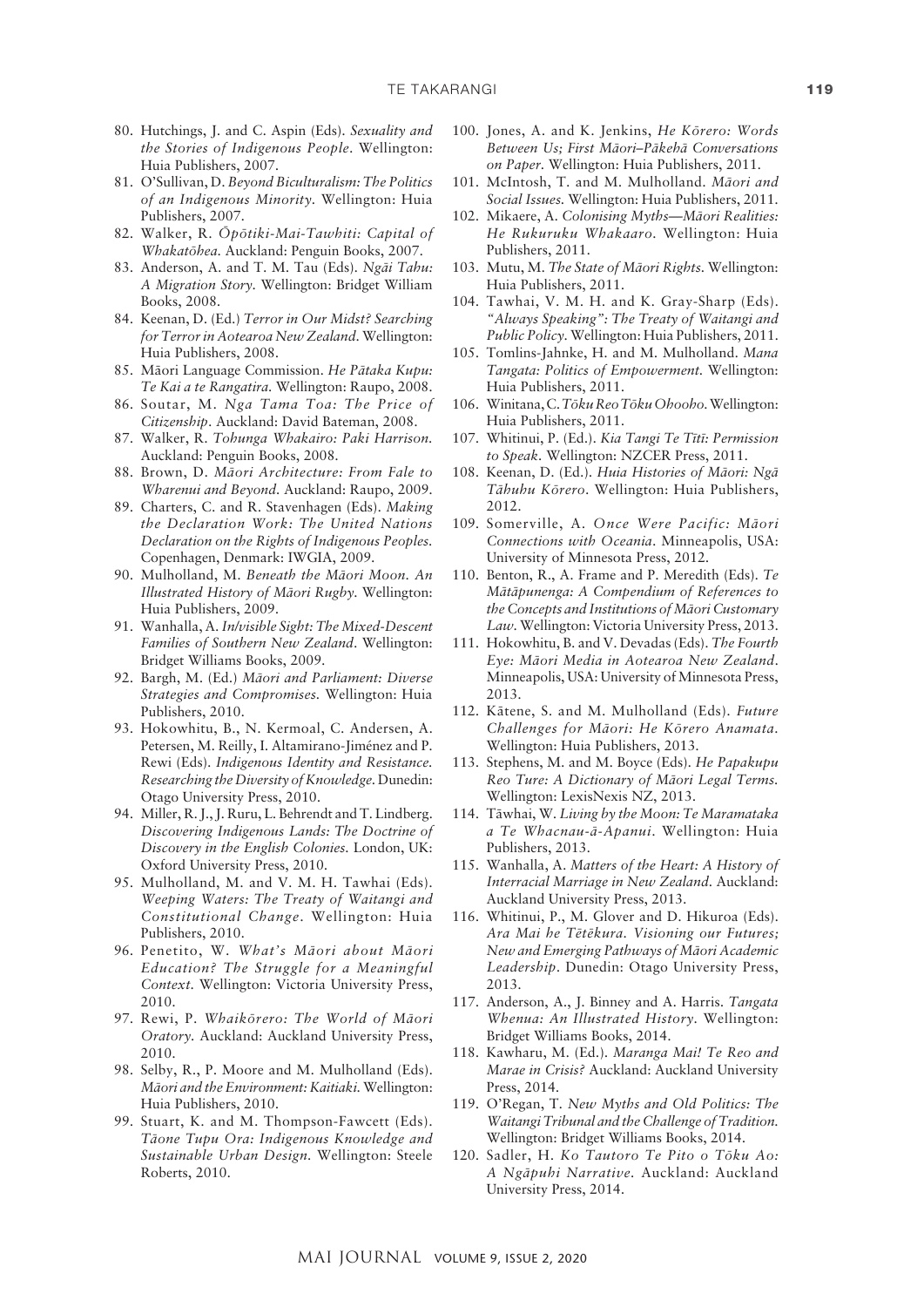80. Hutchings, J. and C. Aspin (Eds). *Sexuality and the Stories of Indigenous People*. Wellington: Huia Publishers, 2007.
81. O'Sullivan, D. *Beyond Biculturalism: The Politics of an Indigenous Minority*. Wellington: Huia Publishers, 2007.
82. Walker, R. *Ōpōtiki-Mai-Tawhiti: Capital of Whakatōhea*. Auckland: Penguin Books, 2007.
83. Anderson, A. and T. M. Tau (Eds). *Ngāi Tahu: A Migration Story*. Wellington: Bridget William Books, 2008.
84. Keenan, D. (Ed.) *Terror in Our Midst? Searching for Terror in Aotearoa New Zealand*. Wellington: Huia Publishers, 2008.
85. Māori Language Commission. *He Pātaka Kupu: Te Kai a te Rangatira*. Wellington: Raupo, 2008.
86. Soutar, M. *Nga Tama Toa: The Price of Citizenship*. Auckland: David Bateman, 2008.
87. Walker, R. *Tohunga Whakairo: Paki Harrison*. Auckland: Penguin Books, 2008.
88. Brown, D. *Māori Architecture: From Fale to Wharenui and Beyond*. Auckland: Raupo, 2009.
89. Charters, C. and R. Stavenhagen (Eds). *Making the Declaration Work: The United Nations Declaration on the Rights of Indigenous Peoples*. Copenhagen, Denmark: IWGIA, 2009.
90. Mulholland, M. *Beneath the Māori Moon. An Illustrated History of Māori Rugby*. Wellington: Huia Publishers, 2009.
91. Wanhalla, A. *In/visible Sight: The Mixed-Descent Families of Southern New Zealand*. Wellington: Bridget Williams Books, 2009.
92. Bargh, M. (Ed.) *Māori and Parliament: Diverse Strategies and Compromises*. Wellington: Huia Publishers, 2010.
93. Hokowhitu, B., N. Kermoal, C. Andersen, A. Petersen, M. Reilly, I. Altamirano-Jiménez and P. Rewi (Eds). *Indigenous Identity and Resistance. Researching the Diversity of Knowledge*. Dunedin: Otago University Press, 2010.
94. Miller, R. J., J. Ruru, L. Behrendt and T. Lindberg. *Discovering Indigenous Lands: The Doctrine of Discovery in the English Colonies*. London, UK: Oxford University Press, 2010.
95. Mulholland, M. and V. M. H. Tawhai (Eds). *Weeping Waters: The Treaty of Waitangi and Constitutional Change*. Wellington: Huia Publishers, 2010.
96. Penetito, W. *What's Māori about Māori Education? The Struggle for a Meaningful Context*. Wellington: Victoria University Press, 2010.
97. Rewi, P. *Whaikōrero: The World of Māori Oratory*. Auckland: Auckland University Press, 2010.
98. Selby, R., P. Moore and M. Mulholland (Eds). *Māori and the Environment: Kaitiaki*. Wellington: Huia Publishers, 2010.
99. Stuart, K. and M. Thompson-Fawcett (Eds). *Tāone Tupu Ora: Indigenous Knowledge and Sustainable Urban Design*. Wellington: Steele Roberts, 2010.
100. Jones, A. and K. Jenkins, *He Kōrero: Words Between Us; First Māori–Pākehā Conversations on Paper*. Wellington: Huia Publishers, 2011.
101. McIntosh, T. and M. Mulholland. *Māori and Social Issues*. Wellington: Huia Publishers, 2011.
102. Mikaere, A. *Colonising Myths—Māori Realities: He Rukuruku Whakaaro*. Wellington: Huia Publishers, 2011.
103. Mutu, M. *The State of Māori Rights*. Wellington: Huia Publishers, 2011.
104. Tawhai, V. M. H. and K. Gray-Sharp (Eds). *"Always Speaking": The Treaty of Waitangi and Public Policy*. Wellington: Huia Publishers, 2011.
105. Tomlins-Jahnke, H. and M. Mulholland. *Mana Tangata: Politics of Empowerment*. Wellington: Huia Publishers, 2011.
106. Winitana, C. *Tōku Reo Tōku Ohooho*. Wellington: Huia Publishers, 2011.
107. Whitinui, P. (Ed.). *Kia Tangi Te Tītī: Permission to Speak*. Wellington: NZCER Press, 2011.
108. Keenan, D. (Ed.). *Huia Histories of Māori: Ngā Tāhuhu Kōrero*. Wellington: Huia Publishers, 2012.
109. Somerville, A. *Once Were Pacific: Māori Connections with Oceania*. Minneapolis, USA: University of Minnesota Press, 2012.
110. Benton, R., A. Frame and P. Meredith (Eds). *Te Mātāpunenga: A Compendium of References to the Concepts and Institutions of Māori Customary Law*. Wellington: Victoria University Press, 2013.
111. Hokowhitu, B. and V. Devadas (Eds). *The Fourth Eye: Māori Media in Aotearoa New Zealand*. Minneapolis, USA: University of Minnesota Press, 2013.
112. Kātene, S. and M. Mulholland (Eds). *Future Challenges for Māori: He Kōrero Anamata*. Wellington: Huia Publishers, 2013.
113. Stephens, M. and M. Boyce (Eds). *He Papakupu Reo Ture: A Dictionary of Māori Legal Terms*. Wellington: LexisNexis NZ, 2013.
114. Tāwhai, W. *Living by the Moon: Te Maramataka a Te Whacnau-ā-Apanui*. Wellington: Huia Publishers, 2013.
115. Wanhalla, A. *Matters of the Heart: A History of Interracial Marriage in New Zealand*. Auckland: Auckland University Press, 2013.
116. Whitinui, P., M. Glover and D. Hikuroa (Eds). *Ara Mai he Tētēkura. Visioning our Futures; New and Emerging Pathways of Māori Academic Leadership*. Dunedin: Otago University Press, 2013.
117. Anderson, A., J. Binney and A. Harris. *Tangata Whenua: An Illustrated History*. Wellington: Bridget Williams Books, 2014.
118. Kawharu, M. (Ed.). *Maranga Mai! Te Reo and Marae in Crisis?* Auckland: Auckland University Press, 2014.
119. O'Regan, T. *New Myths and Old Politics: The Waitangi Tribunal and the Challenge of Tradition*. Wellington: Bridget Williams Books, 2014.
120. Sadler, H. *Ko Tautoro Te Pito o Tōku Ao: A Ngāpuhi Narrative*. Auckland: Auckland University Press, 2014.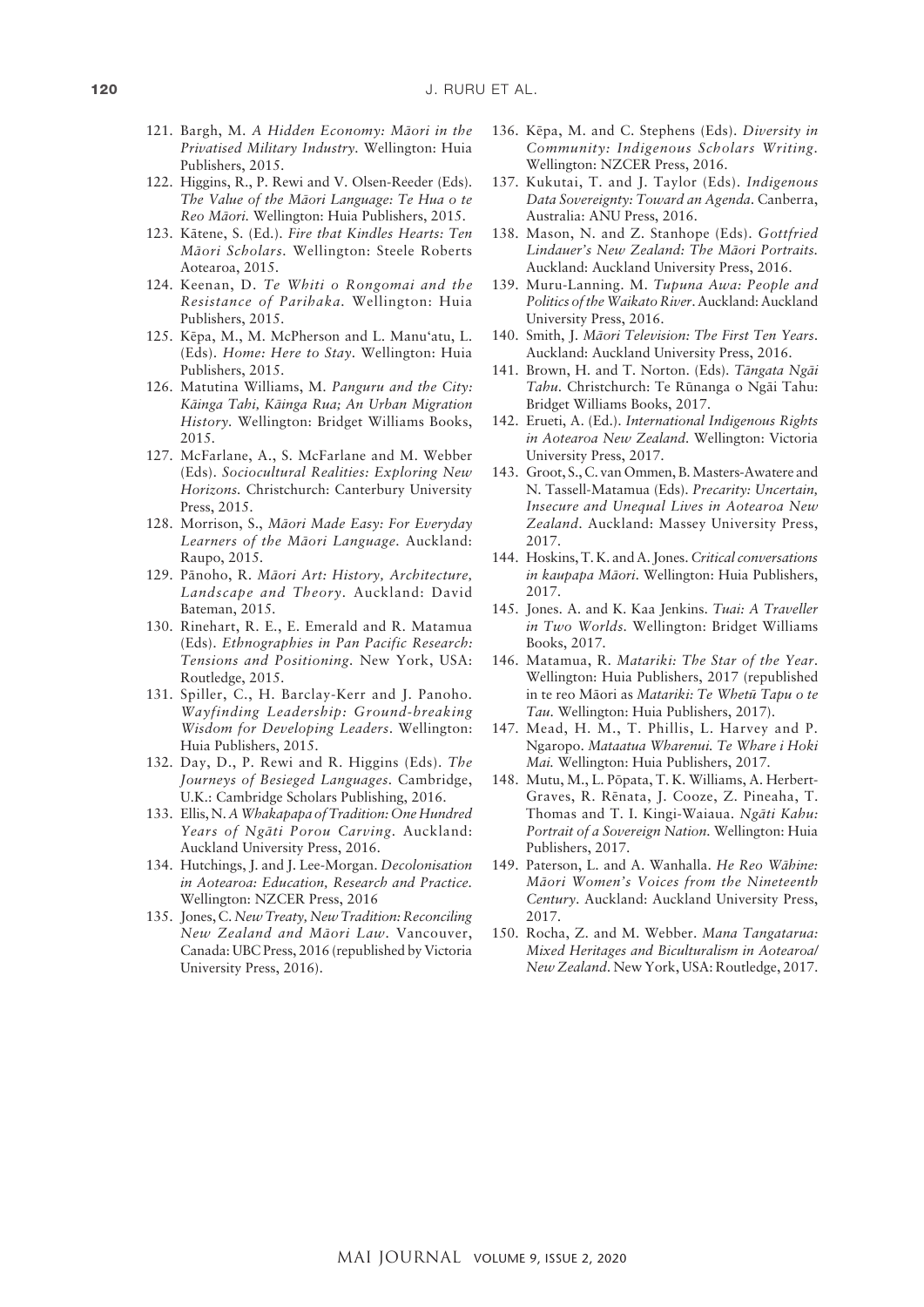121. Bargh, M. *A Hidden Economy: Māori in the Privatised Military Industry*. Wellington: Huia Publishers, 2015.
122. Higgins, R., P. Rewi and V. Olsen-Reeder (Eds). *The Value of the Māori Language: Te Hua o te Reo Māori*. Wellington: Huia Publishers, 2015.
123. Kātene, S. (Ed.). *Fire that Kindles Hearts: Ten Māori Scholars*. Wellington: Steele Roberts Aotearoa, 2015.
124. Keenan, D. *Te Whiti o Rongomai and the Resistance of Parihaka*. Wellington: Huia Publishers, 2015.
125. Kēpa, M., M. McPherson and L. Manu'atu, L. (Eds). *Home: Here to Stay*. Wellington: Huia Publishers, 2015.
126. Matutina Williams, M. *Panguru and the City: Kāinga Tahi, Kāinga Rua; An Urban Migration History*. Wellington: Bridget Williams Books, 2015.
127. McFarlane, A., S. McFarlane and M. Webber (Eds). *Sociocultural Realities: Exploring New Horizons*. Christchurch: Canterbury University Press, 2015.
128. Morrison, S., *Māori Made Easy: For Everyday Learners of the Māori Language*. Auckland: Raupo, 2015.
129. Pānoho, R. *Māori Art: History, Architecture, Landscape and Theory*. Auckland: David Bateman, 2015.
130. Rinehart, R. E., E. Emerald and R. Matamua (Eds). *Ethnographies in Pan Pacific Research: Tensions and Positioning*. New York, USA: Routledge, 2015.
131. Spiller, C., H. Barclay-Kerr and J. Panoho. *Wayfinding Leadership: Ground-breaking Wisdom for Developing Leaders*. Wellington: Huia Publishers, 2015.
132. Day, D., P. Rewi and R. Higgins (Eds). *The Journeys of Besieged Languages*. Cambridge, U.K.: Cambridge Scholars Publishing, 2016.
133. Ellis, N. *A Whakapapa of Tradition: One Hundred Years of Ngāti Porou Carving*. Auckland: Auckland University Press, 2016.
134. Hutchings, J. and J. Lee-Morgan. *Decolonisation in Aotearoa: Education, Research and Practice*. Wellington: NZCER Press, 2016
135. Jones, C. *New Treaty, New Tradition: Reconciling New Zealand and Māori Law*. Vancouver, Canada: UBC Press, 2016 (republished by Victoria University Press, 2016).
136. Kēpa, M. and C. Stephens (Eds). *Diversity in Community: Indigenous Scholars Writing*. Wellington: NZCER Press, 2016.
137. Kukutai, T. and J. Taylor (Eds). *Indigenous Data Sovereignty: Toward an Agenda*. Canberra, Australia: ANU Press, 2016.
138. Mason, N. and Z. Stanhope (Eds). *Gottfried Lindauer's New Zealand: The Māori Portraits*. Auckland: Auckland University Press, 2016.
139. Muru-Lanning. M. *Tupuna Awa: People and Politics of the Waikato River*. Auckland: Auckland University Press, 2016.
140. Smith, J. *Māori Television: The First Ten Years*. Auckland: Auckland University Press, 2016.
141. Brown, H. and T. Norton. (Eds). *Tāngata Ngāi Tahu*. Christchurch: Te Rūnanga o Ngāi Tahu: Bridget Williams Books, 2017.
142. Erueti, A. (Ed.). *International Indigenous Rights in Aotearoa New Zealand*. Wellington: Victoria University Press, 2017.
143. Groot, S., C. van Ommen, B. Masters-Awatere and N. Tassell-Matamua (Eds). *Precarity: Uncertain, Insecure and Unequal Lives in Aotearoa New Zealand*. Auckland: Massey University Press, 2017.
144. Hoskins, T. K. and A. Jones. *Critical conversations in kaupapa Māori*. Wellington: Huia Publishers, 2017.
145. Jones. A. and K. Kaa Jenkins. *Tuai: A Traveller in Two Worlds*. Wellington: Bridget Williams Books, 2017.
146. Matamua, R. *Matariki: The Star of the Year*. Wellington: Huia Publishers, 2017 (republished in te reo Māori as *Matariki: Te Whetū Tapu o te Tau*. Wellington: Huia Publishers, 2017).
147. Mead, H. M., T. Phillis, L. Harvey and P. Ngaropo. *Mataatua Wharenui. Te Whare i Hoki Mai*. Wellington: Huia Publishers, 2017.
148. Mutu, M., L. Pōpata, T. K. Williams, A. Herbert-Graves, R. Rēnata, J. Cooze, Z. Pineaha, T. Thomas and T. I. Kingi-Waiaua. *Ngāti Kahu: Portrait of a Sovereign Nation*. Wellington: Huia Publishers, 2017.
149. Paterson, L. and A. Wanhalla. *He Reo Wāhine: Māori Women's Voices from the Nineteenth Century*. Auckland: Auckland University Press, 2017.
150. Rocha, Z. and M. Webber. *Mana Tangatarua: Mixed Heritages and Biculturalism in Aotearoa/New Zealand*. New York, USA: Routledge, 2017.